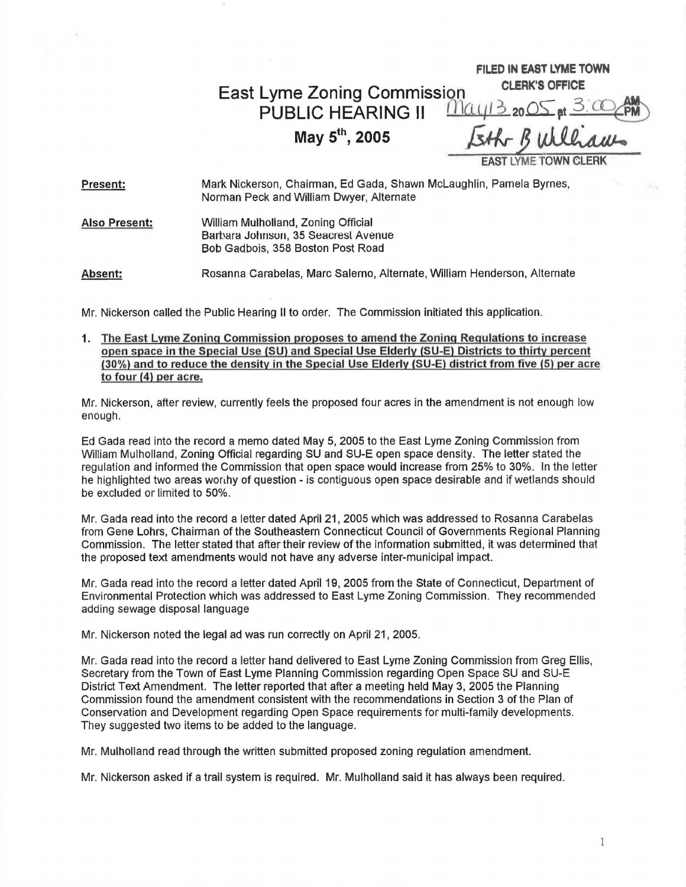FILED IN EAST LYME TOWN CLERK'S OFFICE
May 13 2005 at 3:00 PM
Esther B Williams
EAST LYME TOWN CLERK

# East Lyme Zoning Commission
# PUBLIC HEARING II
## May 5th, 2005

**Present:** Mark Nickerson, Chairman, Ed Gada, Shawn McLaughlin, Pamela Byrnes, Norman Peck and William Dwyer, Alternate

**Also Present:** William Mulholland, Zoning Official
Barbara Johnson, 35 Seacrest Avenue
Bob Gadbois, 358 Boston Post Road

**Absent:** Rosanna Carabelas, Marc Salerno, Alternate, William Henderson, Alternate

Mr. Nickerson called the Public Hearing II to order. The Commission initiated this application.

1. **The East Lyme Zoning Commission proposes to amend the Zoning Regulations to increase open space in the Special Use (SU) and Special Use Elderly (SU-E) Districts to thirty percent (30%) and to reduce the density in the Special Use Elderly (SU-E) district from five (5) per acre to four (4) per acre.**

Mr. Nickerson, after review, currently feels the proposed four acres in the amendment is not enough low enough.

Ed Gada read into the record a memo dated May 5, 2005 to the East Lyme Zoning Commission from William Mulholland, Zoning Official regarding SU and SU-E open space density. The letter stated the regulation and informed the Commission that open space would increase from 25% to 30%. In the letter he highlighted two areas worthy of question - is contiguous open space desirable and if wetlands should be excluded or limited to 50%.

Mr. Gada read into the record a letter dated April 21, 2005 which was addressed to Rosanna Carabelas from Gene Lohrs, Chairman of the Southeastern Connecticut Council of Governments Regional Planning Commission. The letter stated that after their review of the information submitted, it was determined that the proposed text amendments would not have any adverse inter-municipal impact.

Mr. Gada read into the record a letter dated April 19, 2005 from the State of Connecticut, Department of Environmental Protection which was addressed to East Lyme Zoning Commission. They recommended adding sewage disposal language

Mr. Nickerson noted the legal ad was run correctly on April 21, 2005.

Mr. Gada read into the record a letter hand delivered to East Lyme Zoning Commission from Greg Ellis, Secretary from the Town of East Lyme Planning Commission regarding Open Space SU and SU-E District Text Amendment. The letter reported that after a meeting held May 3, 2005 the Planning Commission found the amendment consistent with the recommendations in Section 3 of the Plan of Conservation and Development regarding Open Space requirements for multi-family developments. They suggested two items to be added to the language.

Mr. Mulholland read through the written submitted proposed zoning regulation amendment.

Mr. Nickerson asked if a trail system is required. Mr. Mulholland said it has always been required.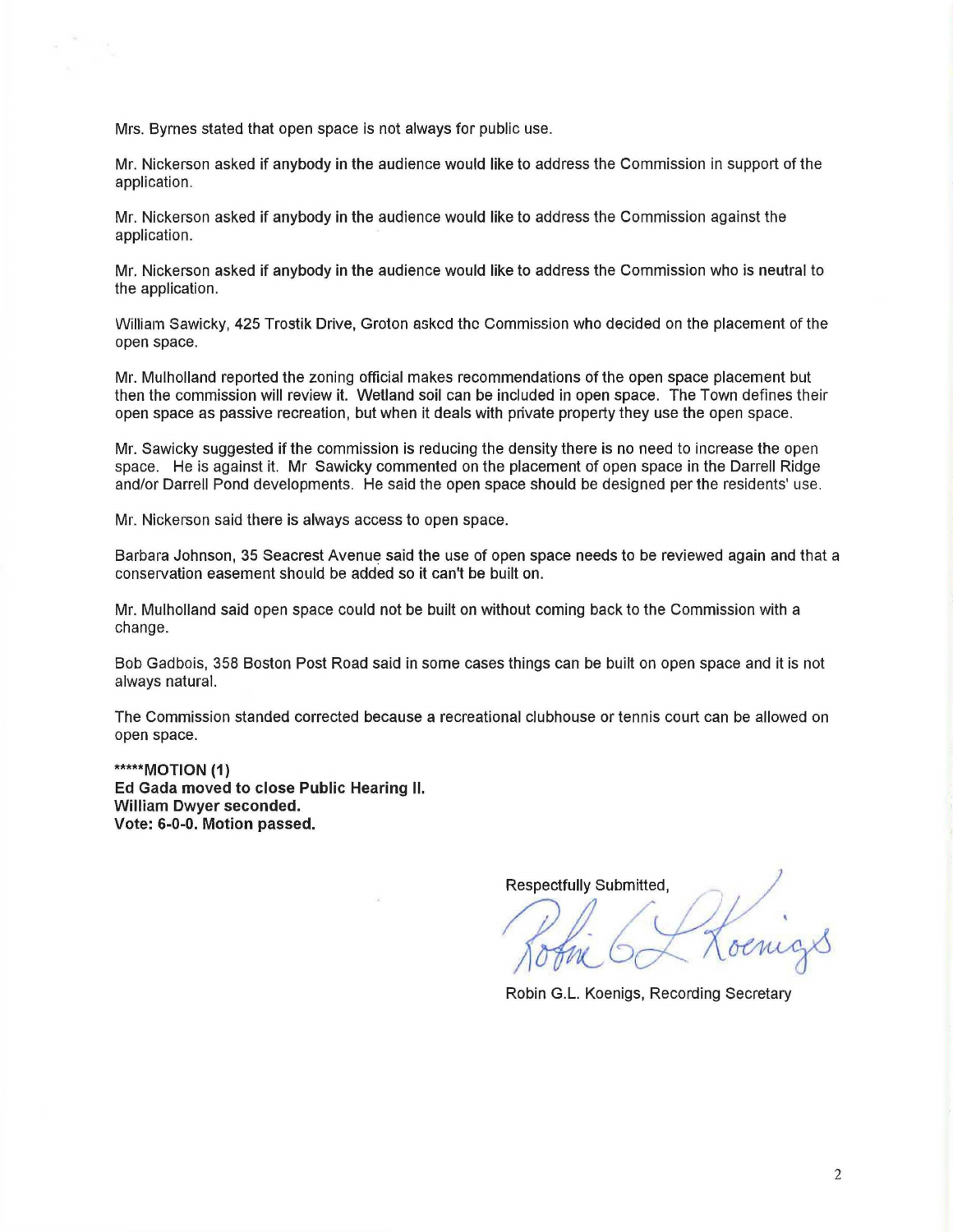Mrs. Byrnes stated that open space is not always for public use.

Mr. Nickerson asked if anybody in the audience would like to address the Commission in support of the application.

Mr. Nickerson asked if anybody in the audience would like to address the Commission against the application.

Mr. Nickerson asked if anybody in the audience would like to address the Commission who is neutral to the application.

William Sawicky, 425 Trostik Drive, Groton askcd thc Commission who decided on the placement of the open space.

Mr. Mulholland reported the zoning official makes recommendations of the open space placement but then the commission will review it. Wetland soil can be included in open space. The Town defines their open space as passive recreation, but when it deals with private property they use the open space.

Mr. Sawicky suggested if the commission is reducing the density there is no need to increase the open space. He is against it. Mr Sawicky commented on the placement of open space in the Darrell Ridge and/or Darrell Pond developments. He said the open space should be designed per the residents' use.

Mr. Nickerson said there is always access to open space.

Barbara Johnson, 35 Seacrest Avenue said the use of open space needs to be reviewed again and that a conservation easement should be added so it can't be built on.

Mr. Mulholland said open space could not be built on without coming back to the Commission with a change.

Bob Gadbois, 358 Boston Post Road said in some cases things can be built on open space and it is not always natural.

The Commission standed corrected because a recreational clubhouse or tennis court can be allowed on open space.

**\*\*\*\*\*MOTION (1)**
**Ed Gada moved to close Public Hearing II.**
**William Dwyer seconded.**
**Vote: 6-0-0. Motion passed.**

Respectfully Submitted,

Robin G.L. Koenigs

Robin G.L. Koenigs, Recording Secretary